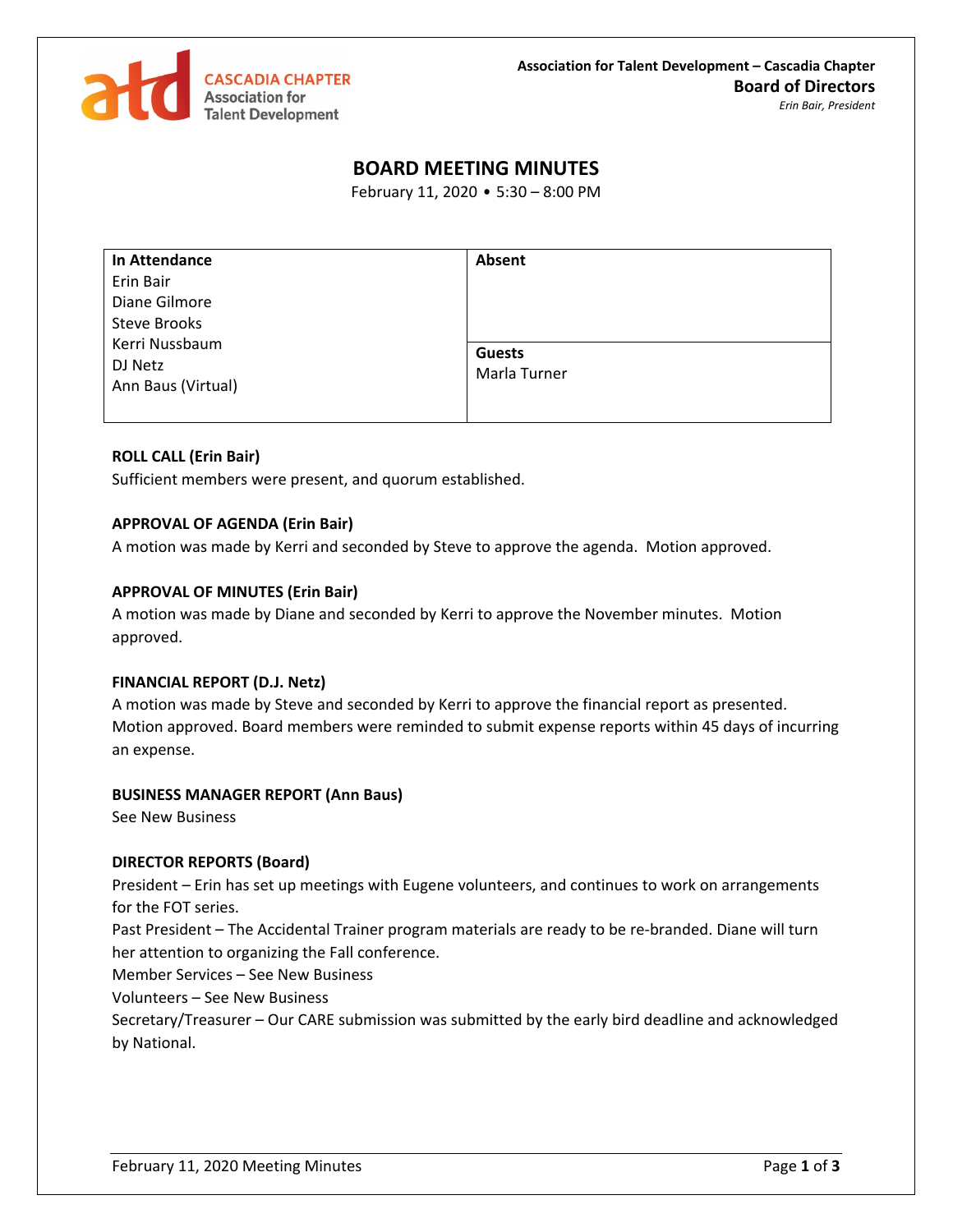**Association for Talent Development – Cascadia Chapter**
**Board of Directors**
*Erin Bair, President*

# BOARD MEETING MINUTES

February 11, 2020 • 5:30 – 8:00 PM

| In Attendance | Absent |
| --- | --- |
| Erin Bair<br>Diane Gilmore<br>Steve Brooks<br>Kerri Nussbaum<br>DJ Netz<br>Ann Baus (Virtual) | **Guests**<br>Marla Turner |

**ROLL CALL (Erin Bair)**
Sufficient members were present, and quorum established.

**APPROVAL OF AGENDA (Erin Bair)**
A motion was made by Kerri and seconded by Steve to approve the agenda. Motion approved.

**APPROVAL OF MINUTES (Erin Bair)**
A motion was made by Diane and seconded by Kerri to approve the November minutes. Motion approved.

**FINANCIAL REPORT (D.J. Netz)**
A motion was made by Steve and seconded by Kerri to approve the financial report as presented. Motion approved. Board members were reminded to submit expense reports within 45 days of incurring an expense.

**BUSINESS MANAGER REPORT (Ann Baus)**
See New Business

**DIRECTOR REPORTS (Board)**
President – Erin has set up meetings with Eugene volunteers, and continues to work on arrangements for the FOT series.
Past President – The Accidental Trainer program materials are ready to be re-branded. Diane will turn her attention to organizing the Fall conference.
Member Services – See New Business
Volunteers – See New Business
Secretary/Treasurer – Our CARE submission was submitted by the early bird deadline and acknowledged by National.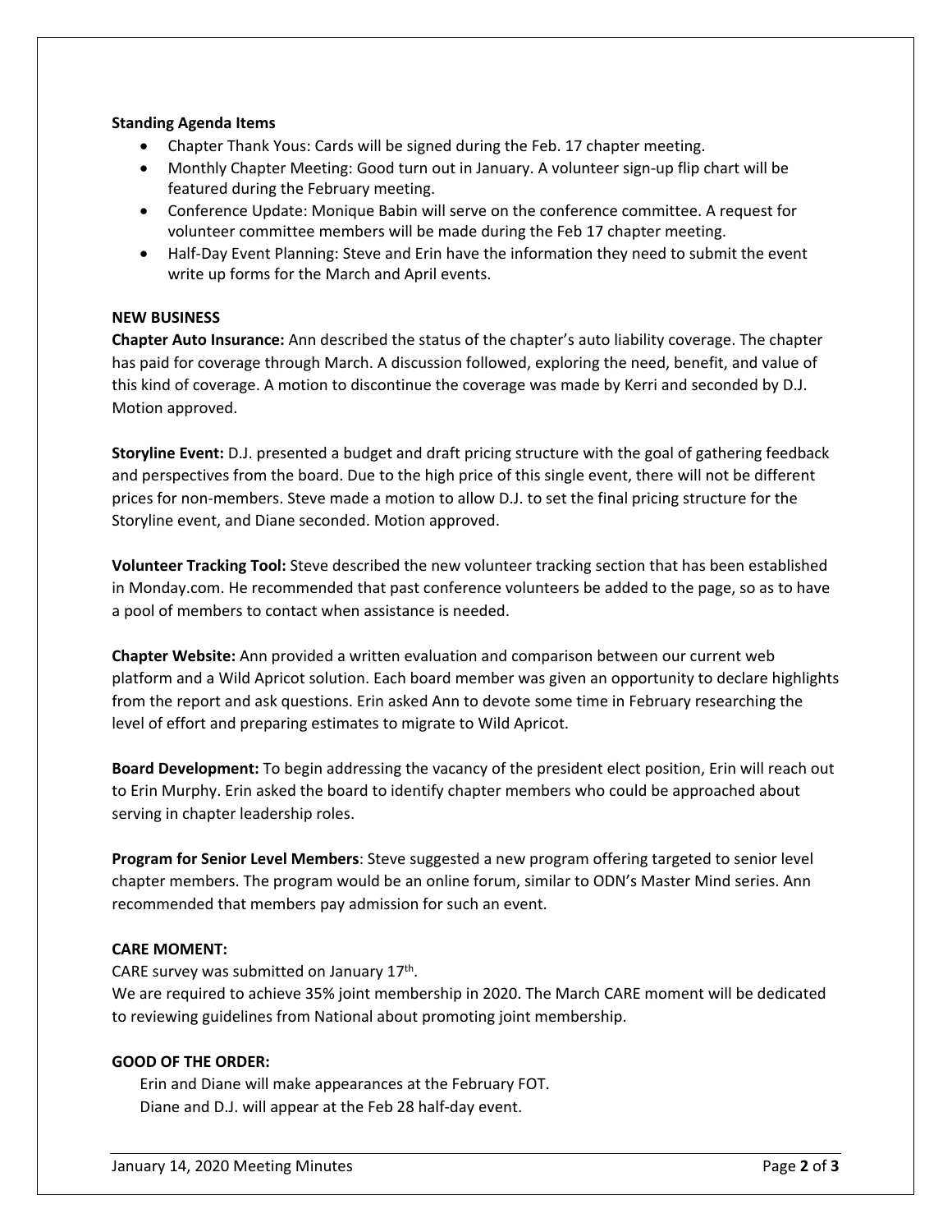**Standing Agenda Items**

- Chapter Thank Yous: Cards will be signed during the Feb. 17 chapter meeting.
- Monthly Chapter Meeting: Good turn out in January. A volunteer sign-up flip chart will be featured during the February meeting.
- Conference Update: Monique Babin will serve on the conference committee. A request for volunteer committee members will be made during the Feb 17 chapter meeting.
- Half-Day Event Planning: Steve and Erin have the information they need to submit the event write up forms for the March and April events.

**NEW BUSINESS**

**Chapter Auto Insurance:** Ann described the status of the chapter's auto liability coverage. The chapter has paid for coverage through March. A discussion followed, exploring the need, benefit, and value of this kind of coverage. A motion to discontinue the coverage was made by Kerri and seconded by D.J. Motion approved.

**Storyline Event:** D.J. presented a budget and draft pricing structure with the goal of gathering feedback and perspectives from the board. Due to the high price of this single event, there will not be different prices for non-members. Steve made a motion to allow D.J. to set the final pricing structure for the Storyline event, and Diane seconded. Motion approved.

**Volunteer Tracking Tool:** Steve described the new volunteer tracking section that has been established in Monday.com. He recommended that past conference volunteers be added to the page, so as to have a pool of members to contact when assistance is needed.

**Chapter Website:** Ann provided a written evaluation and comparison between our current web platform and a Wild Apricot solution. Each board member was given an opportunity to declare highlights from the report and ask questions. Erin asked Ann to devote some time in February researching the level of effort and preparing estimates to migrate to Wild Apricot.

**Board Development:** To begin addressing the vacancy of the president elect position, Erin will reach out to Erin Murphy. Erin asked the board to identify chapter members who could be approached about serving in chapter leadership roles.

**Program for Senior Level Members**: Steve suggested a new program offering targeted to senior level chapter members. The program would be an online forum, similar to ODN's Master Mind series. Ann recommended that members pay admission for such an event.

**CARE MOMENT:**

CARE survey was submitted on January 17th.

We are required to achieve 35% joint membership in 2020. The March CARE moment will be dedicated to reviewing guidelines from National about promoting joint membership.

**GOOD OF THE ORDER:**

Erin and Diane will make appearances at the February FOT.

Diane and D.J. will appear at the Feb 28 half-day event.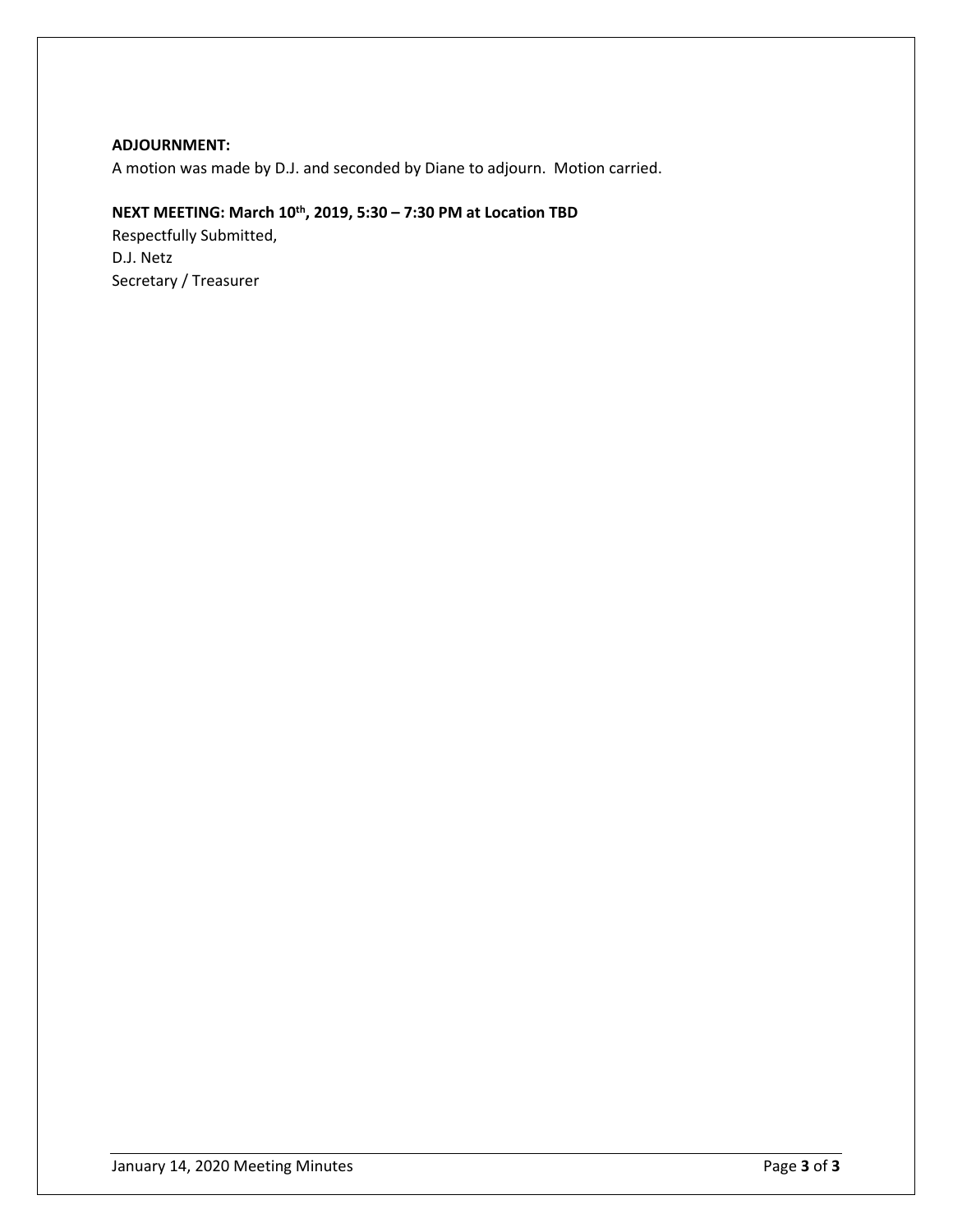**ADJOURNMENT:**

A motion was made by D.J. and seconded by Diane to adjourn. Motion carried.

**NEXT MEETING: March 10th, 2019, 5:30 – 7:30 PM at Location TBD**

Respectfully Submitted,
D.J. Netz
Secretary / Treasurer